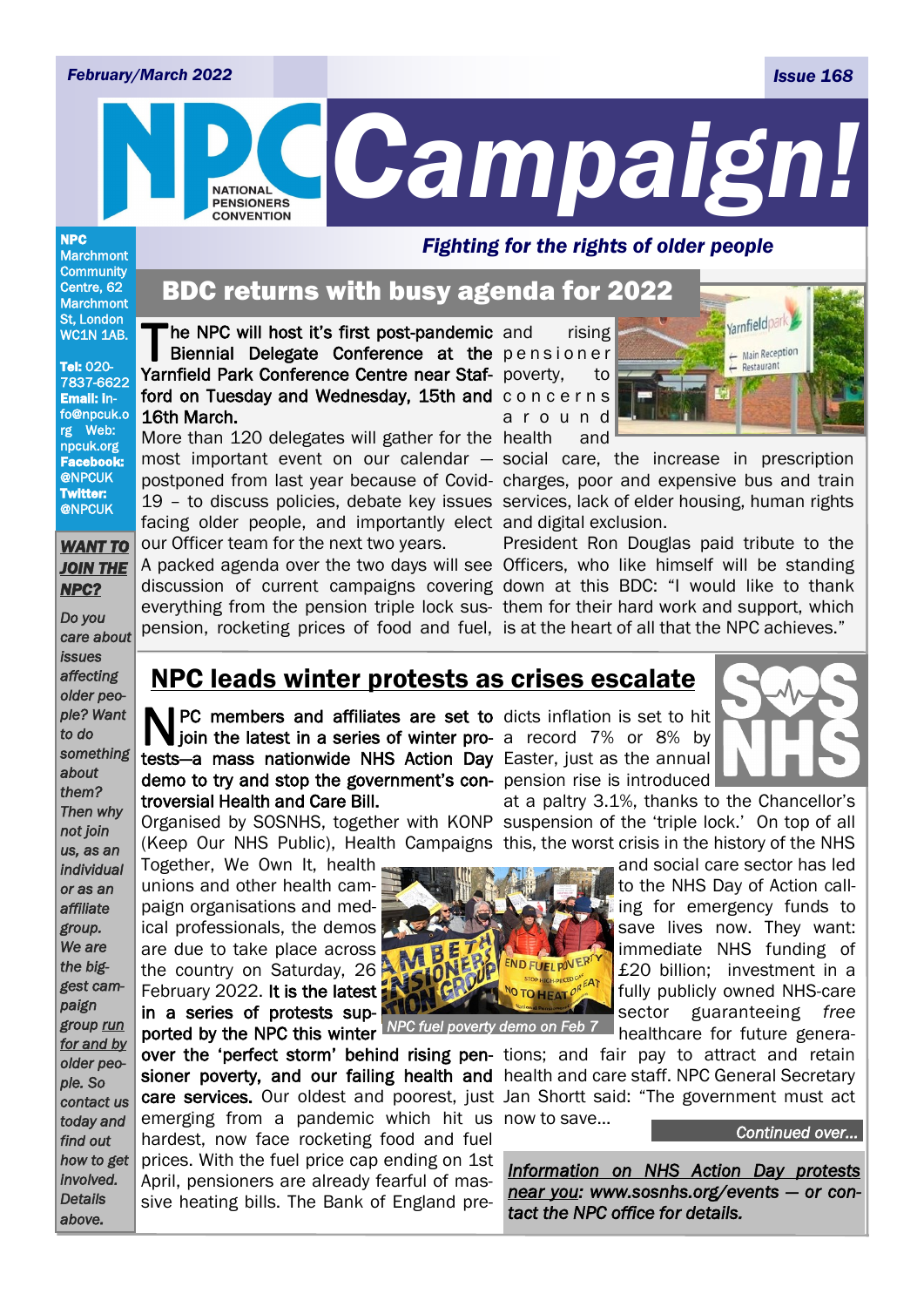February/March 2022 — Issue 168

# NPC Campaign!

NATIONAL PENSIONERS CONVENTION

*Fighting for the rights of older people*

**NPC** Marchmont Community Centre, 62 Marchmont St, London WC1N 1AB.

**Tel:** 020-7837-6622 **Email:** info@npcuk.org **Web:** npcuk.org **Facebook:** @NPCUK **Twitter:** @NPCUK

***WANT TO JOIN THE NPC?***

*Do you care about issues affecting older people? Want to do something about them? Then why not join us, as an individual or as an affiliate group. We are the biggest campaign group run for and by older people. So contact us today and find out how to get involved. Details above.*

## BDC returns with busy agenda for 2022

**The NPC will host it's first post-pandemic Biennial Delegate Conference at the Yarnfield Park Conference Centre near Stafford on Tuesday and Wednesday, 15th and 16th March.**

More than 120 delegates will gather for the most important event on our calendar – postponed from last year because of Covid-19 – to discuss policies, debate key issues facing older people, and importantly elect our Officer team for the next two years.

A packed agenda over the two days will see discussion of current campaigns covering everything from the pension triple lock suspension, rocketing prices of food and fuel, and rising pensioner poverty, to concerns around health and social care, the increase in prescription charges, poor and expensive bus and train services, lack of elder housing, human rights and digital exclusion.

President Ron Douglas paid tribute to the Officers, who like himself will be standing down at this BDC: "I would like to thank them for their hard work and support, which is at the heart of all that the NPC achieves."

## NPC leads winter protests as crises escalate

**NPC members and affiliates are set to join the latest in a series of winter protests—a mass nationwide NHS Action Day demo to try and stop the government's controversial Health and Care Bill.**

Organised by SOSNHS, together with KONP (Keep Our NHS Public), Health Campaigns Together, We Own It, health unions and other health campaign organisations and medical professionals, the demos are due to take place across the country on Saturday, 26 February 2022. **It is the latest in a series of protests supported by the NPC this winter over the 'perfect storm' behind rising pensioner poverty, and our failing health and care services.** Our oldest and poorest, just emerging from a pandemic which hit us hardest, now face rocketing food and fuel prices. With the fuel price cap ending on 1st April, pensioners are already fearful of massive heating bills. The Bank of England predicts inflation is set to hit a record 7% or 8% by Easter, just as the annual pension rise is introduced at a paltry 3.1%, thanks to the Chancellor's suspension of the 'triple lock.' On top of all this, the worst crisis in the history of the NHS and social care sector has led to the NHS Day of Action calling for emergency funds to save lives now. They want: immediate NHS funding of £20 billion; investment in a fully publicly owned NHS-care sector guaranteeing *free* healthcare for future generations; and fair pay to attract and retain health and care staff. NPC General Secretary Jan Shortt said: "The government must act now to save...

*NPC fuel poverty demo on Feb 7*

*Continued over...*

***Information on NHS Action Day protests near you: www.sosnhs.org/events — or contact the NPC office for details.***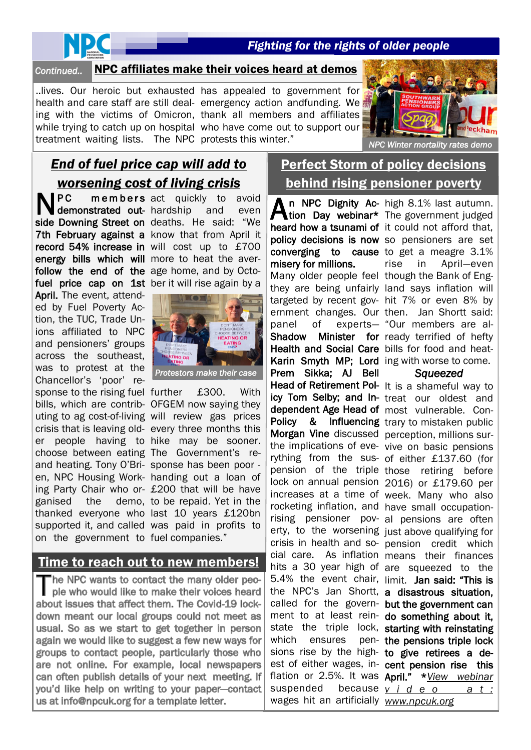*Continued..* **NPC affiliates make their voices heard at demos**

..lives. Our heroic but exhausted health and care staff are still dealing with the victims of Omicron, while trying to catch up on hospital treatment waiting lists. The NPC has appealed to government for emergency action andfunding. We thank all members and affiliates who have come out to support our protests this winter."

*NPC Winter mortality rates demo*

## *End of fuel price cap will add to worsening cost of living crisis*

**NPC members demonstrated outside Downing Street on 7th February against a record 54% increase in energy bills which will follow the end of the fuel price cap on 1st April.** The event, attended by Fuel Poverty Action, the TUC, Trade Unions affiliated to NPC and pensioners' groups across the southeast, was to protest at the Chancellor's 'poor' response to the rising fuel bills, which are contributing to ag cost-of-living crisis that is leaving older people having to choose between eating and heating. Tony O'Brien, NPC Housing Working Party Chair who organised the demo, thanked everyone who supported it, and called on the government to act quickly to avoid hardship and even deaths. He said: "We know that from April it will cost up to £700 more to heat the average home, and by October it will rise again by a further £300. With OFGEM now saying they will review gas prices every three months this hike may be sooner. The Government's response has been poor - handing out a loan of £200 that will be have to be repaid. Yet in the last 10 years £120bn was paid in profits to fuel companies."

*Protestors make their case*

## Time to reach out to new members!

The NPC wants to contact the many older people who would like to make their voices heard about issues that affect them. The Covid-19 lockdown meant our local groups could not meet as usual. So as we start to get together in person again we would like to suggest a few new ways for groups to contact people, particularly those who are not online. For example, local newspapers can often publish details of your next meeting. If you'd like help on writing to your paper—contact us at info@npcuk.org for a template letter.

## Perfect Storm of policy decisions behind rising pensioner poverty

**An NPC Dignity Action Day webinar* heard how a tsunami of policy decisions is now converging to cause misery for millions.**

Many older people feel they are being unfairly targeted by recent government changes. Our panel of experts— **Shadow Minister for Health and Social Care Karin Smyth MP; Lord Prem Sikka; AJ Bell Head of Retirement Policy Tom Selby; and Independent Age Head of Policy & Influencing Morgan Vine** discussed the implications of everything from the suspension of the triple lock on annual pension increases at a time of rocketing inflation, and rising pensioner poverty, to the worsening crisis in health and social care. As inflation hits a 30 year high of 5.4% the event chair, the NPC's Jan Shortt, called for the government to at least reinstate the triple lock, which ensures pensions rise by the highest of either wages, inflation or 2.5%. It was suspended because wages hit an artificially high 8.1% last autumn. The government judged it could not afford that, so pensioners are set to get a meagre 3.1% rise in April—even though the Bank of England says inflation will hit 7% or even 8% by then. Jan Shortt said: "Our members are already terrified of hefty bills for food and heating with worse to come.

### *Squeezed*

It is a shameful way to treat our oldest and most vulnerable. Contrary to mistaken public perception, millions survive on basic pensions of either £137.60 (for those retiring before 2016) or £179.60 per week. Many who also have small occupational pensions are often just above qualifying for pension credit which means their finances are squeezed to the limit. **Jan said: "This is a disastrous situation, but the government can do something about it, starting with reinstating the pensions triple lock to give retirees a decent pension rise this April."** *\*View webinar video at: www.npcuk.org*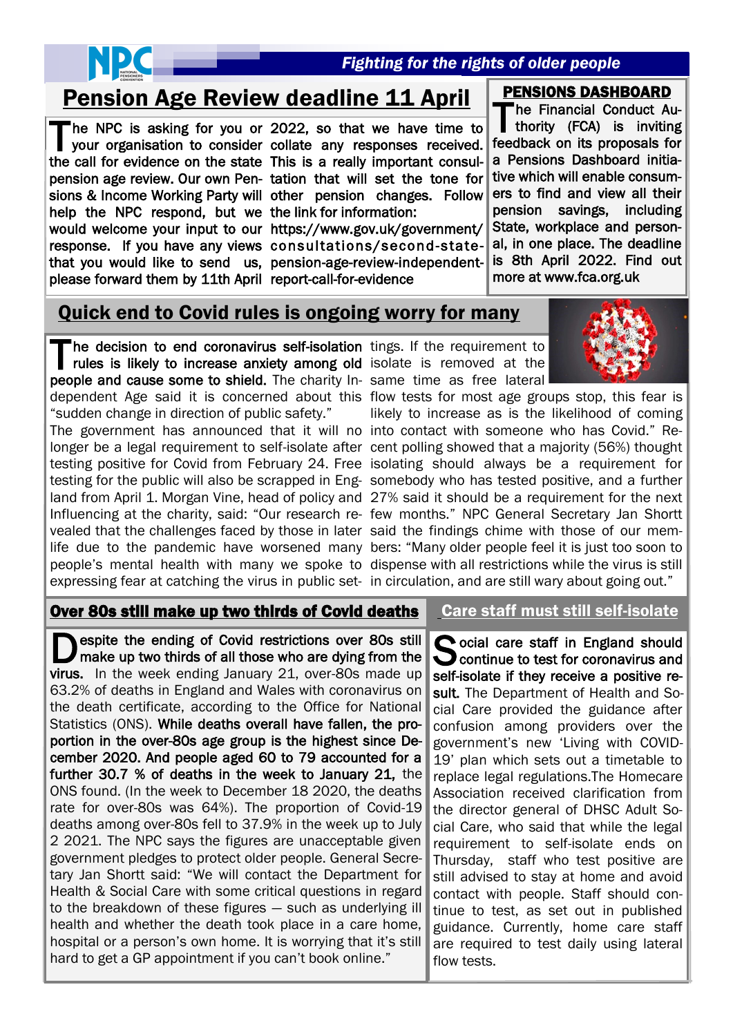*Fighting for the rights of older people*

# Pension Age Review deadline 11 April

**The NPC is asking for you or your organisation to consider the call for evidence on the state pension age review. Our own Pensions & Income Working Party will help the NPC respond, but we would welcome your input to our response. If you have any views that you would like to send us, please forward them by 11th April 2022, so that we have time to collate any responses received. This is a really important consultation that will set the tone for other pension changes. Follow the link for information: https://www.gov.uk/government/consultations/second-state-pension-age-review-independent-report-call-for-evidence**

## PENSIONS DASHBOARD

**The Financial Conduct Authority (FCA) is inviting feedback on its proposals for a Pensions Dashboard initiative which will enable consumers to find and view all their pension savings, including State, workplace and personal, in one place. The deadline is 8th April 2022. Find out more at www.fca.org.uk**

## Quick end to Covid rules is ongoing worry for many

**The decision to end coronavirus self-isolation rules is likely to increase anxiety among old people and cause some to shield.** The charity Independent Age said it is concerned about this "sudden change in direction of public safety."

The government has announced that it will no longer be a legal requirement to self-isolate after testing positive for Covid from February 24. Free testing for the public will also be scrapped in England from April 1. Morgan Vine, head of policy and Influencing at the charity, said: "Our research revealed that the challenges faced by those in later life due to the pandemic have worsened many people's mental health with many we spoke to expressing fear at catching the virus in public settings. If the requirement to isolate is removed at the same time as free lateral flow tests for most age groups stop, this fear is likely to increase as is the likelihood of coming into contact with someone who has Covid." Recent polling showed that a majority (56%) thought isolating should always be a requirement for somebody who has tested positive, and a further 27% said it should be a requirement for the next few months." NPC General Secretary Jan Shortt said the findings chime with those of our members: "Many older people feel it is just too soon to dispense with all restrictions while the virus is still in circulation, and are still wary about going out."

## Over 80s still make up two thirds of Covid deaths

**Despite the ending of Covid restrictions over 80s still make up two thirds of all those who are dying from the virus.** In the week ending January 21, over-80s made up 63.2% of deaths in England and Wales with coronavirus on the death certificate, according to the Office for National Statistics (ONS). **While deaths overall have fallen, the proportion in the over-80s age group is the highest since December 2020. And people aged 60 to 79 accounted for a further 30.7 % of deaths in the week to January 21,** the ONS found. (In the week to December 18 2020, the deaths rate for over-80s was 64%). The proportion of Covid-19 deaths among over-80s fell to 37.9% in the week up to July 2 2021. The NPC says the figures are unacceptable given government pledges to protect older people. General Secretary Jan Shortt said: "We will contact the Department for Health & Social Care with some critical questions in regard to the breakdown of these figures – such as underlying ill health and whether the death took place in a care home, hospital or a person's own home. It is worrying that it's still hard to get a GP appointment if you can't book online."

## Care staff must still self-isolate

**Social care staff in England should continue to test for coronavirus and self-isolate if they receive a positive result.** The Department of Health and Social Care provided the guidance after confusion among providers over the government's new 'Living with COVID-19' plan which sets out a timetable to replace legal regulations.The Homecare Association received clarification from the director general of DHSC Adult Social Care, who said that while the legal requirement to self-isolate ends on Thursday, staff who test positive are still advised to stay at home and avoid contact with people. Staff should continue to test, as set out in published guidance. Currently, home care staff are required to test daily using lateral flow tests.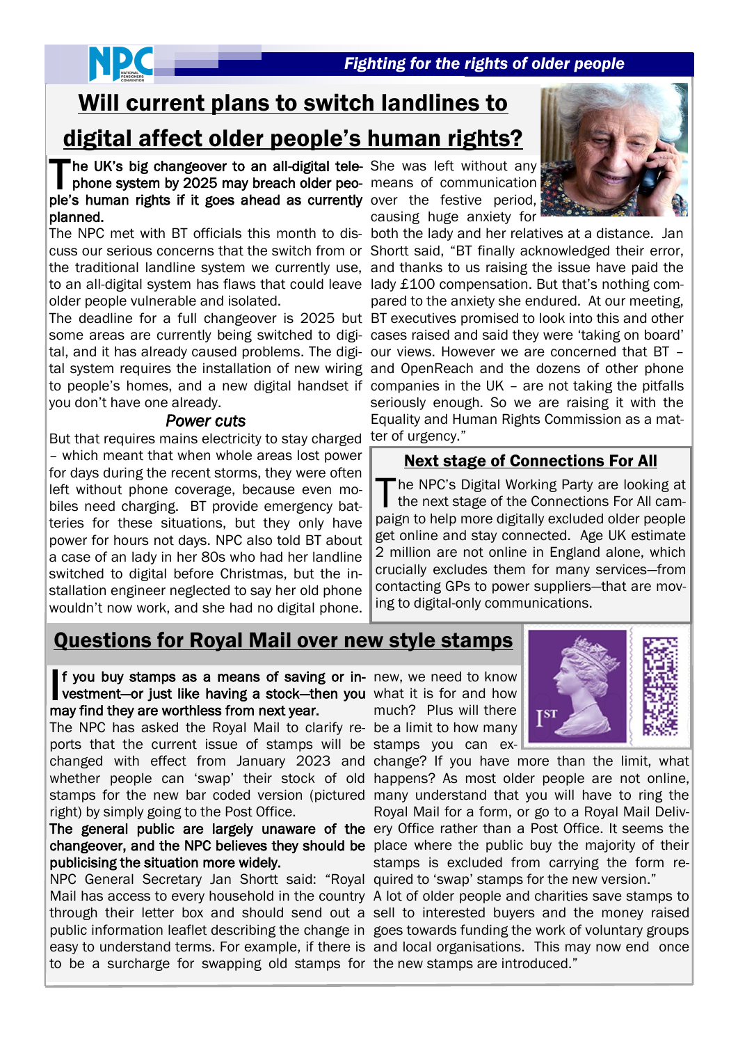Fighting for the rights of older people

# Will current plans to switch landlines to digital affect older people's human rights?

**The UK's big changeover to an all-digital telephone system by 2025 may breach older people's human rights if it goes ahead as currently planned.**

The NPC met with BT officials this month to discuss our serious concerns that the switch from or the traditional landline system we currently use, to an all-digital system has flaws that could leave older people vulnerable and isolated.

The deadline for a full changeover is 2025 but some areas are currently being switched to digital, and it has already caused problems. The digital system requires the installation of new wiring to people's homes, and a new digital handset if you don't have one already.

### *Power cuts*

But that requires mains electricity to stay charged – which meant that when whole areas lost power for days during the recent storms, they were often left without phone coverage, because even mobiles need charging. BT provide emergency batteries for these situations, but they only have power for hours not days. NPC also told BT about a case of an lady in her 80s who had her landline switched to digital before Christmas, but the installation engineer neglected to say her old phone wouldn't now work, and she had no digital phone. She was left without any means of communication over the festive period, causing huge anxiety for both the lady and her relatives at a distance. Jan Shortt said, "BT finally acknowledged their error, and thanks to us raising the issue have paid the lady £100 compensation. But that's nothing compared to the anxiety she endured. At our meeting, BT executives promised to look into this and other cases raised and said they were 'taking on board' our views. However we are concerned that BT – and OpenReach and the dozens of other phone companies in the UK – are not taking the pitfalls seriously enough. So we are raising it with the Equality and Human Rights Commission as a matter of urgency."

## Next stage of Connections For All

The NPC's Digital Working Party are looking at the next stage of the Connections For All campaign to help more digitally excluded older people get online and stay connected. Age UK estimate 2 million are not online in England alone, which crucially excludes them for many services—from contacting GPs to power suppliers—that are moving to digital-only communications.

# Questions for Royal Mail over new style stamps

**If you buy stamps as a means of saving or investment—or just like having a stock—then you may find they are worthless from next year.**

The NPC has asked the Royal Mail to clarify reports that the current issue of stamps will be changed with effect from January 2023 and whether people can 'swap' their stock of old stamps for the new bar coded version (pictured right) by simply going to the Post Office.

**The general public are largely unaware of the changeover, and the NPC believes they should be publicising the situation more widely.**

NPC General Secretary Jan Shortt said: "Royal Mail has access to every household in the country through their letter box and should send out a public information leaflet describing the change in easy to understand terms. For example, if there is to be a surcharge for swapping old stamps for new, we need to know what it is for and how much? Plus will there be a limit to how many stamps you can exchange? If you have more than the limit, what happens? As most older people are not online, many understand that you will have to ring the Royal Mail for a form, or go to a Royal Mail Delivery Office rather than a Post Office. It seems the place where the public buy the majority of their stamps is excluded from carrying the form required to 'swap' stamps for the new version."

A lot of older people and charities save stamps to sell to interested buyers and the money raised goes towards funding the work of voluntary groups and local organisations. This may now end once the new stamps are introduced."